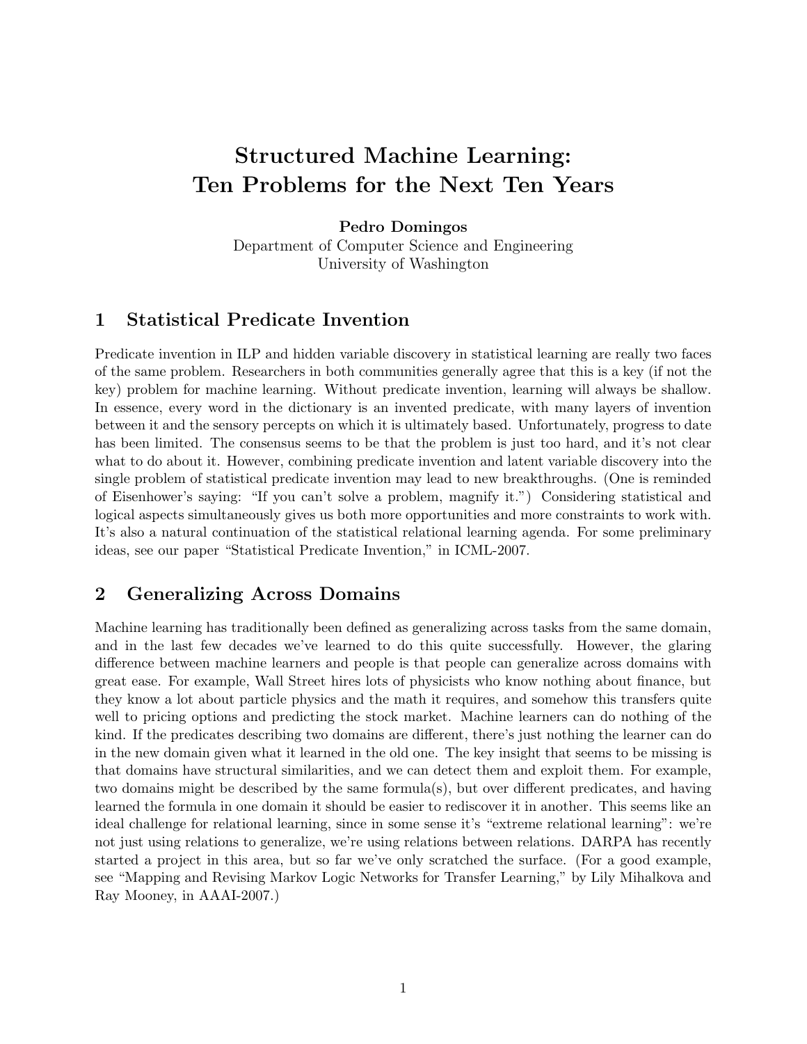# Structured Machine Learning: Ten Problems for the Next Ten Years

**Pedro Domingos**
Department of Computer Science and Engineering
University of Washington

## 1 Statistical Predicate Invention

Predicate invention in ILP and hidden variable discovery in statistical learning are really two faces of the same problem. Researchers in both communities generally agree that this is a key (if not the key) problem for machine learning. Without predicate invention, learning will always be shallow. In essence, every word in the dictionary is an invented predicate, with many layers of invention between it and the sensory percepts on which it is ultimately based. Unfortunately, progress to date has been limited. The consensus seems to be that the problem is just too hard, and it's not clear what to do about it. However, combining predicate invention and latent variable discovery into the single problem of statistical predicate invention may lead to new breakthroughs. (One is reminded of Eisenhower's saying: "If you can't solve a problem, magnify it.") Considering statistical and logical aspects simultaneously gives us both more opportunities and more constraints to work with. It's also a natural continuation of the statistical relational learning agenda. For some preliminary ideas, see our paper "Statistical Predicate Invention," in ICML-2007.

## 2 Generalizing Across Domains

Machine learning has traditionally been defined as generalizing across tasks from the same domain, and in the last few decades we've learned to do this quite successfully. However, the glaring difference between machine learners and people is that people can generalize across domains with great ease. For example, Wall Street hires lots of physicists who know nothing about finance, but they know a lot about particle physics and the math it requires, and somehow this transfers quite well to pricing options and predicting the stock market. Machine learners can do nothing of the kind. If the predicates describing two domains are different, there's just nothing the learner can do in the new domain given what it learned in the old one. The key insight that seems to be missing is that domains have structural similarities, and we can detect them and exploit them. For example, two domains might be described by the same formula(s), but over different predicates, and having learned the formula in one domain it should be easier to rediscover it in another. This seems like an ideal challenge for relational learning, since in some sense it's "extreme relational learning": we're not just using relations to generalize, we're using relations between relations. DARPA has recently started a project in this area, but so far we've only scratched the surface. (For a good example, see "Mapping and Revising Markov Logic Networks for Transfer Learning," by Lily Mihalkova and Ray Mooney, in AAAI-2007.)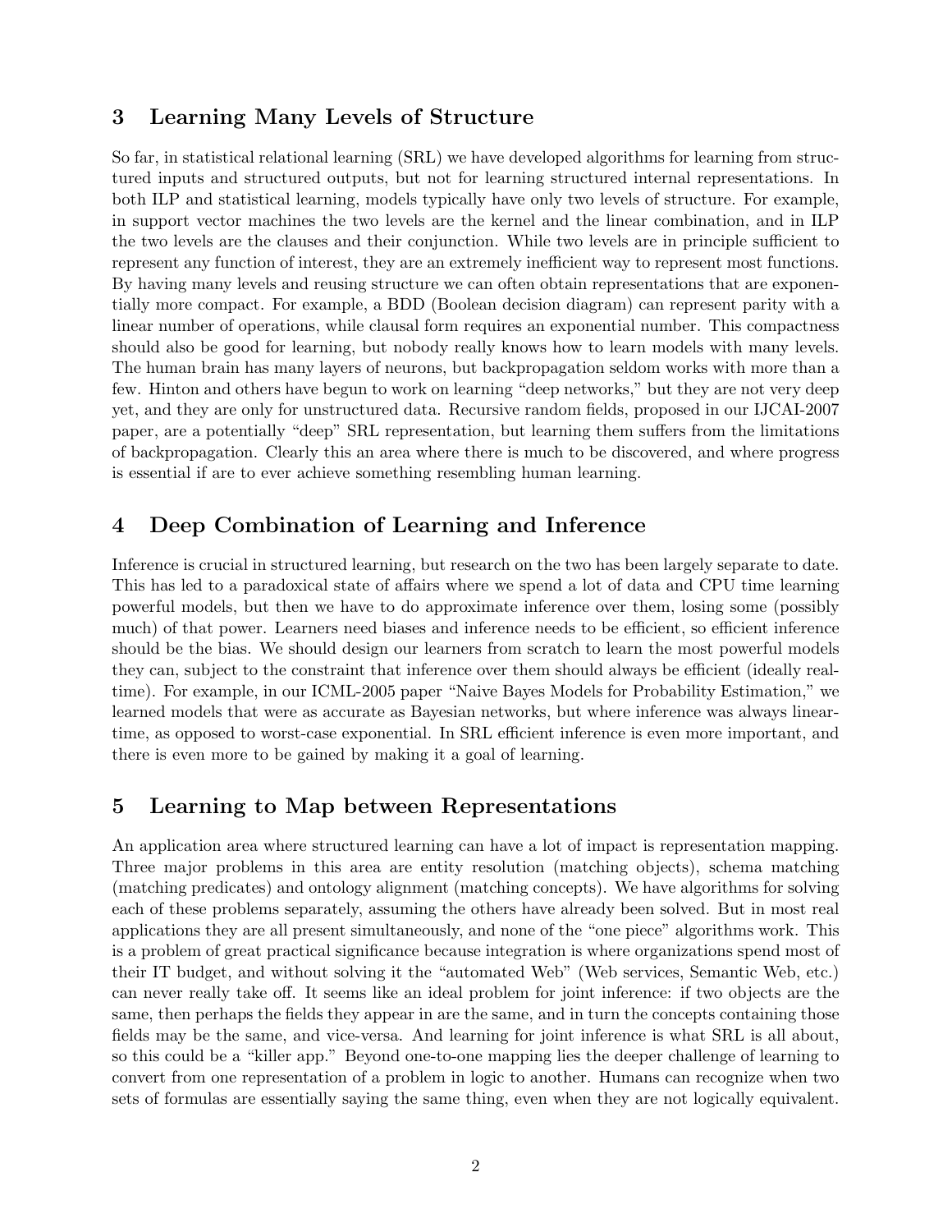## 3 Learning Many Levels of Structure

So far, in statistical relational learning (SRL) we have developed algorithms for learning from structured inputs and structured outputs, but not for learning structured internal representations. In both ILP and statistical learning, models typically have only two levels of structure. For example, in support vector machines the two levels are the kernel and the linear combination, and in ILP the two levels are the clauses and their conjunction. While two levels are in principle sufficient to represent any function of interest, they are an extremely inefficient way to represent most functions. By having many levels and reusing structure we can often obtain representations that are exponentially more compact. For example, a BDD (Boolean decision diagram) can represent parity with a linear number of operations, while clausal form requires an exponential number. This compactness should also be good for learning, but nobody really knows how to learn models with many levels. The human brain has many layers of neurons, but backpropagation seldom works with more than a few. Hinton and others have begun to work on learning "deep networks," but they are not very deep yet, and they are only for unstructured data. Recursive random fields, proposed in our IJCAI-2007 paper, are a potentially "deep" SRL representation, but learning them suffers from the limitations of backpropagation. Clearly this an area where there is much to be discovered, and where progress is essential if are to ever achieve something resembling human learning.

## 4 Deep Combination of Learning and Inference

Inference is crucial in structured learning, but research on the two has been largely separate to date. This has led to a paradoxical state of affairs where we spend a lot of data and CPU time learning powerful models, but then we have to do approximate inference over them, losing some (possibly much) of that power. Learners need biases and inference needs to be efficient, so efficient inference should be the bias. We should design our learners from scratch to learn the most powerful models they can, subject to the constraint that inference over them should always be efficient (ideally real-time). For example, in our ICML-2005 paper "Naive Bayes Models for Probability Estimation," we learned models that were as accurate as Bayesian networks, but where inference was always linear-time, as opposed to worst-case exponential. In SRL efficient inference is even more important, and there is even more to be gained by making it a goal of learning.

## 5 Learning to Map between Representations

An application area where structured learning can have a lot of impact is representation mapping. Three major problems in this area are entity resolution (matching objects), schema matching (matching predicates) and ontology alignment (matching concepts). We have algorithms for solving each of these problems separately, assuming the others have already been solved. But in most real applications they are all present simultaneously, and none of the "one piece" algorithms work. This is a problem of great practical significance because integration is where organizations spend most of their IT budget, and without solving it the "automated Web" (Web services, Semantic Web, etc.) can never really take off. It seems like an ideal problem for joint inference: if two objects are the same, then perhaps the fields they appear in are the same, and in turn the concepts containing those fields may be the same, and vice-versa. And learning for joint inference is what SRL is all about, so this could be a "killer app." Beyond one-to-one mapping lies the deeper challenge of learning to convert from one representation of a problem in logic to another. Humans can recognize when two sets of formulas are essentially saying the same thing, even when they are not logically equivalent.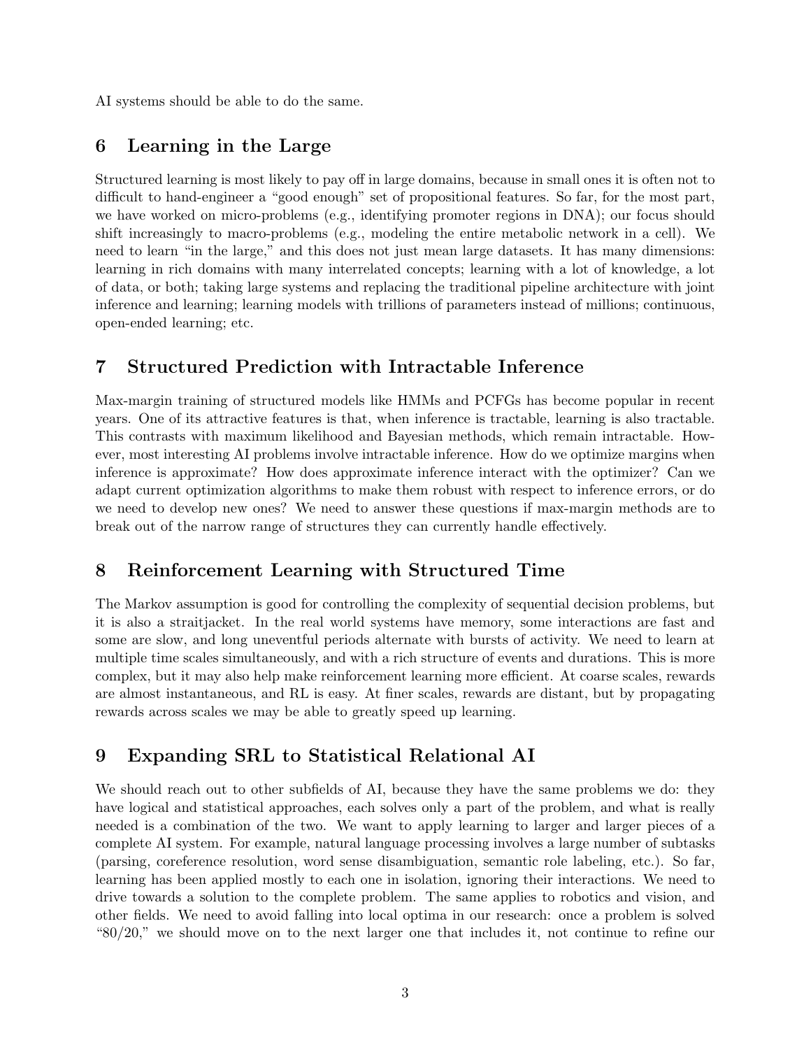AI systems should be able to do the same.

## 6 Learning in the Large

Structured learning is most likely to pay off in large domains, because in small ones it is often not to difficult to hand-engineer a "good enough" set of propositional features. So far, for the most part, we have worked on micro-problems (e.g., identifying promoter regions in DNA); our focus should shift increasingly to macro-problems (e.g., modeling the entire metabolic network in a cell). We need to learn "in the large," and this does not just mean large datasets. It has many dimensions: learning in rich domains with many interrelated concepts; learning with a lot of knowledge, a lot of data, or both; taking large systems and replacing the traditional pipeline architecture with joint inference and learning; learning models with trillions of parameters instead of millions; continuous, open-ended learning; etc.

## 7 Structured Prediction with Intractable Inference

Max-margin training of structured models like HMMs and PCFGs has become popular in recent years. One of its attractive features is that, when inference is tractable, learning is also tractable. This contrasts with maximum likelihood and Bayesian methods, which remain intractable. However, most interesting AI problems involve intractable inference. How do we optimize margins when inference is approximate? How does approximate inference interact with the optimizer? Can we adapt current optimization algorithms to make them robust with respect to inference errors, or do we need to develop new ones? We need to answer these questions if max-margin methods are to break out of the narrow range of structures they can currently handle effectively.

## 8 Reinforcement Learning with Structured Time

The Markov assumption is good for controlling the complexity of sequential decision problems, but it is also a straitjacket. In the real world systems have memory, some interactions are fast and some are slow, and long uneventful periods alternate with bursts of activity. We need to learn at multiple time scales simultaneously, and with a rich structure of events and durations. This is more complex, but it may also help make reinforcement learning more efficient. At coarse scales, rewards are almost instantaneous, and RL is easy. At finer scales, rewards are distant, but by propagating rewards across scales we may be able to greatly speed up learning.

## 9 Expanding SRL to Statistical Relational AI

We should reach out to other subfields of AI, because they have the same problems we do: they have logical and statistical approaches, each solves only a part of the problem, and what is really needed is a combination of the two. We want to apply learning to larger and larger pieces of a complete AI system. For example, natural language processing involves a large number of subtasks (parsing, coreference resolution, word sense disambiguation, semantic role labeling, etc.). So far, learning has been applied mostly to each one in isolation, ignoring their interactions. We need to drive towards a solution to the complete problem. The same applies to robotics and vision, and other fields. We need to avoid falling into local optima in our research: once a problem is solved "80/20," we should move on to the next larger one that includes it, not continue to refine our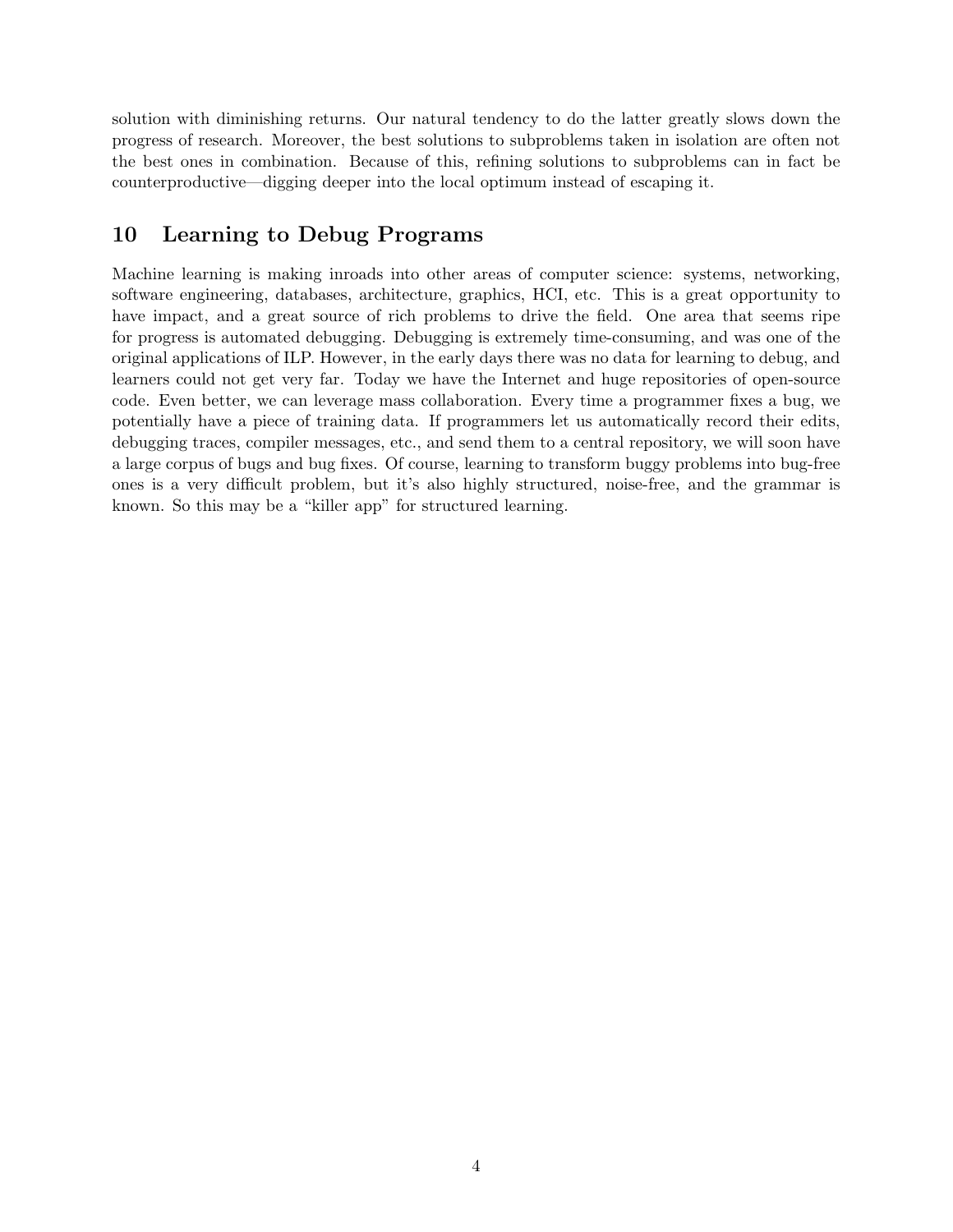solution with diminishing returns. Our natural tendency to do the latter greatly slows down the progress of research. Moreover, the best solutions to subproblems taken in isolation are often not the best ones in combination. Because of this, refining solutions to subproblems can in fact be counterproductive—digging deeper into the local optimum instead of escaping it.

## 10 Learning to Debug Programs

Machine learning is making inroads into other areas of computer science: systems, networking, software engineering, databases, architecture, graphics, HCI, etc. This is a great opportunity to have impact, and a great source of rich problems to drive the field. One area that seems ripe for progress is automated debugging. Debugging is extremely time-consuming, and was one of the original applications of ILP. However, in the early days there was no data for learning to debug, and learners could not get very far. Today we have the Internet and huge repositories of open-source code. Even better, we can leverage mass collaboration. Every time a programmer fixes a bug, we potentially have a piece of training data. If programmers let us automatically record their edits, debugging traces, compiler messages, etc., and send them to a central repository, we will soon have a large corpus of bugs and bug fixes. Of course, learning to transform buggy problems into bug-free ones is a very difficult problem, but it's also highly structured, noise-free, and the grammar is known. So this may be a "killer app" for structured learning.